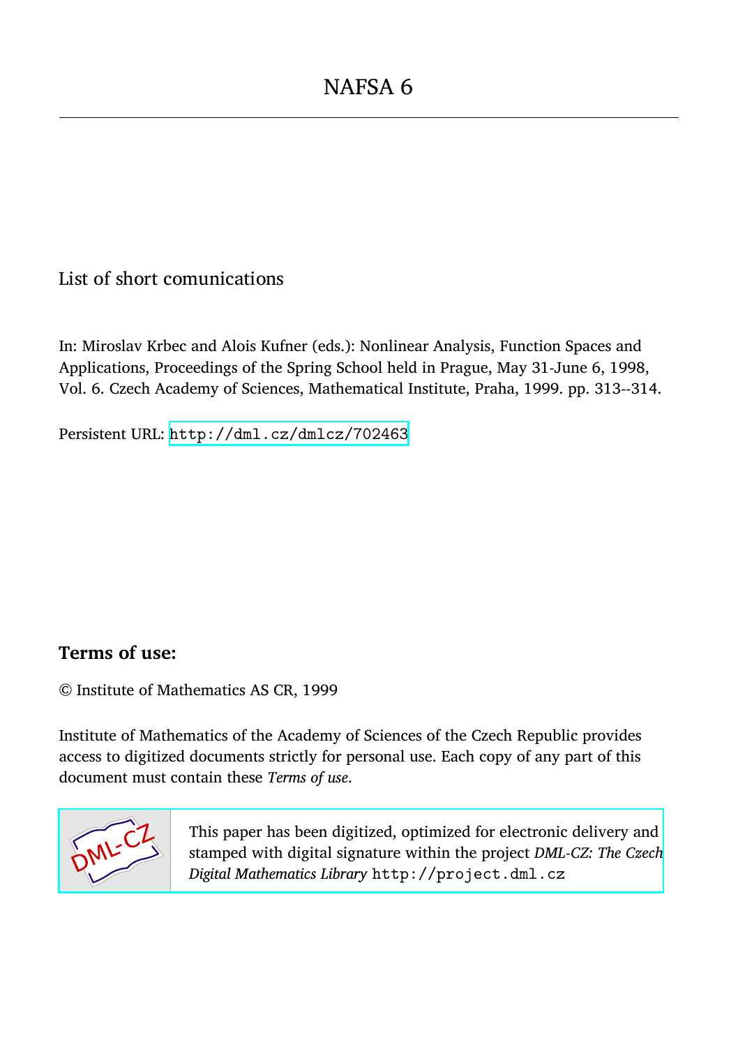# NAFSA 6

List of short comunications

In: Miroslav Krbec and Alois Kufner (eds.): Nonlinear Analysis, Function Spaces and Applications, Proceedings of the Spring School held in Prague, May 31-June 6, 1998, Vol. 6. Czech Academy of Sciences, Mathematical Institute, Praha, 1999. pp. 313--314.

Persistent URL: http://dml.cz/dmlcz/702463

## Terms of use:

© Institute of Mathematics AS CR, 1999

Institute of Mathematics of the Academy of Sciences of the Czech Republic provides access to digitized documents strictly for personal use. Each copy of any part of this document must contain these *Terms of use*.

This paper has been digitized, optimized for electronic delivery and stamped with digital signature within the project *DML-CZ: The Czech Digital Mathematics Library* http://project.dml.cz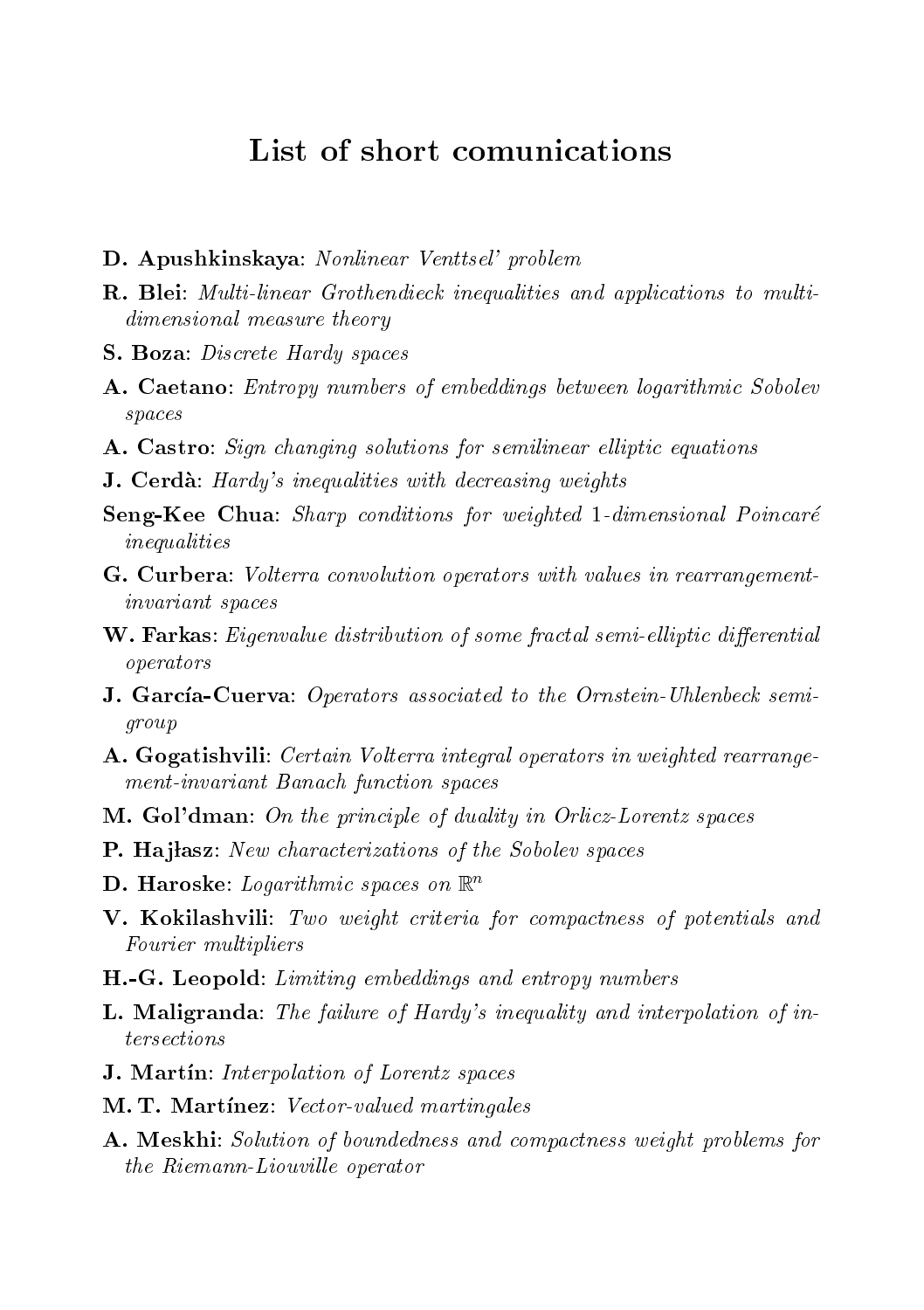# List of short comunications

**D. Apushkinskaya**: *Nonlinear Venttsel' problem*

**R. Blei**: *Multi-linear Grothendieck inequalities and applications to multi-dimensional measure theory*

**S. Boza**: *Discrete Hardy spaces*

**A. Caetano**: *Entropy numbers of embeddings between logarithmic Sobolev spaces*

**A. Castro**: *Sign changing solutions for semilinear elliptic equations*

**J. Cerdà**: *Hardy's inequalities with decreasing weights*

**Seng-Kee Chua**: *Sharp conditions for weighted 1-dimensional Poincaré inequalities*

**G. Curbera**: *Volterra convolution operators with values in rearrangement-invariant spaces*

**W. Farkas**: *Eigenvalue distribution of some fractal semi-elliptic differential operators*

**J. García-Cuerva**: *Operators associated to the Ornstein-Uhlenbeck semi-group*

**A. Gogatishvili**: *Certain Volterra integral operators in weighted rearrangement-invariant Banach function spaces*

**M. Gol'dman**: *On the principle of duality in Orlicz-Lorentz spaces*

**P. Hajłasz**: *New characterizations of the Sobolev spaces*

**D. Haroske**: *Logarithmic spaces on* $\mathbb{R}^n$

**V. Kokilashvili**: *Two weight criteria for compactness of potentials and Fourier multipliers*

**H.-G. Leopold**: *Limiting embeddings and entropy numbers*

**L. Maligranda**: *The failure of Hardy's inequality and interpolation of intersections*

**J. Martín**: *Interpolation of Lorentz spaces*

**M. T. Martínez**: *Vector-valued martingales*

**A. Meskhi**: *Solution of boundedness and compactness weight problems for the Riemann-Liouville operator*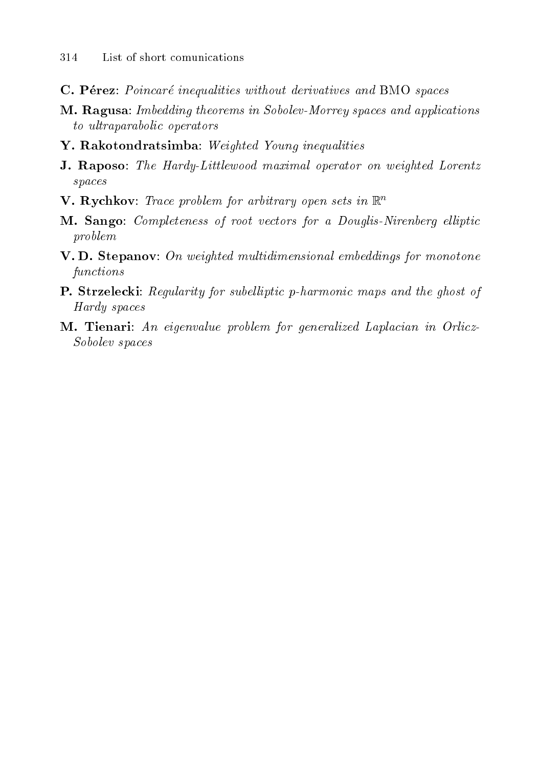**C. Pérez**: *Poincaré inequalities without derivatives and* BMO *spaces*

**M. Ragusa**: *Imbedding theorems in Sobolev-Morrey spaces and applications to ultraparabolic operators*

**Y. Rakotondratsimba**: *Weighted Young inequalities*

**J. Raposo**: *The Hardy-Littlewood maximal operator on weighted Lorentz spaces*

**V. Rychkov**: *Trace problem for arbitrary open sets in* $\mathbb{R}^n$

**M. Sango**: *Completeness of root vectors for a Douglis-Nirenberg elliptic problem*

**V. D. Stepanov**: *On weighted multidimensional embeddings for monotone functions*

**P. Strzelecki**: *Regularity for subelliptic p-harmonic maps and the ghost of Hardy spaces*

**M. Tienari**: *An eigenvalue problem for generalized Laplacian in Orlicz-Sobolev spaces*